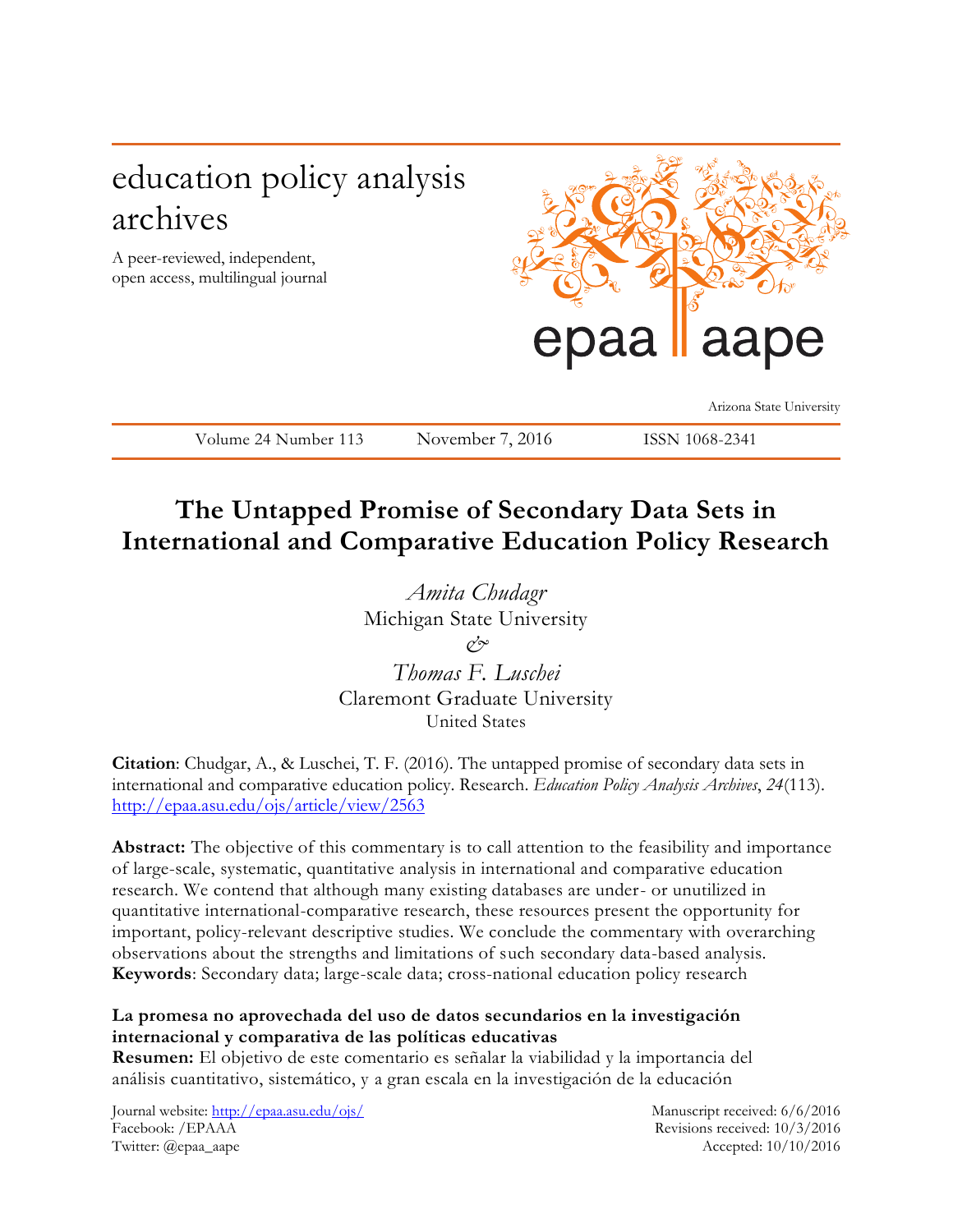education policy analysis archives

A peer-reviewed, independent, open access, multilingual journal

epaa aape

Arizona State University

Volume 24 Number 113 November 7, 2016 ISSN 1068-2341

# The Untapped Promise of Secondary Data Sets in International and Comparative Education Policy Research

*Amita Chudagr*
Michigan State University
*&*
*Thomas F. Luschei*
Claremont Graduate University
United States

**Citation**: Chudgar, A., & Luschei, T. F. (2016). The untapped promise of secondary data sets in international and comparative education policy. Research. *Education Policy Analysis Archives*, *24*(113). http://epaa.asu.edu/ojs/article/view/2563

**Abstract:** The objective of this commentary is to call attention to the feasibility and importance of large-scale, systematic, quantitative analysis in international and comparative education research. We contend that although many existing databases are under- or unutilized in quantitative international-comparative research, these resources present the opportunity for important, policy-relevant descriptive studies. We conclude the commentary with overarching observations about the strengths and limitations of such secondary data-based analysis.
**Keywords**: Secondary data; large-scale data; cross-national education policy research

**La promesa no aprovechada del uso de datos secundarios en la investigación internacional y comparativa de las políticas educativas**
**Resumen:** El objetivo de este comentario es señalar la viabilidad y la importancia del análisis cuantitativo, sistemático, y a gran escala en la investigación de la educación

Journal website: http://epaa.asu.edu/ojs/
Facebook: /EPAAA
Twitter: @epaa_aape

Manuscript received: 6/6/2016
Revisions received: 10/3/2016
Accepted: 10/10/2016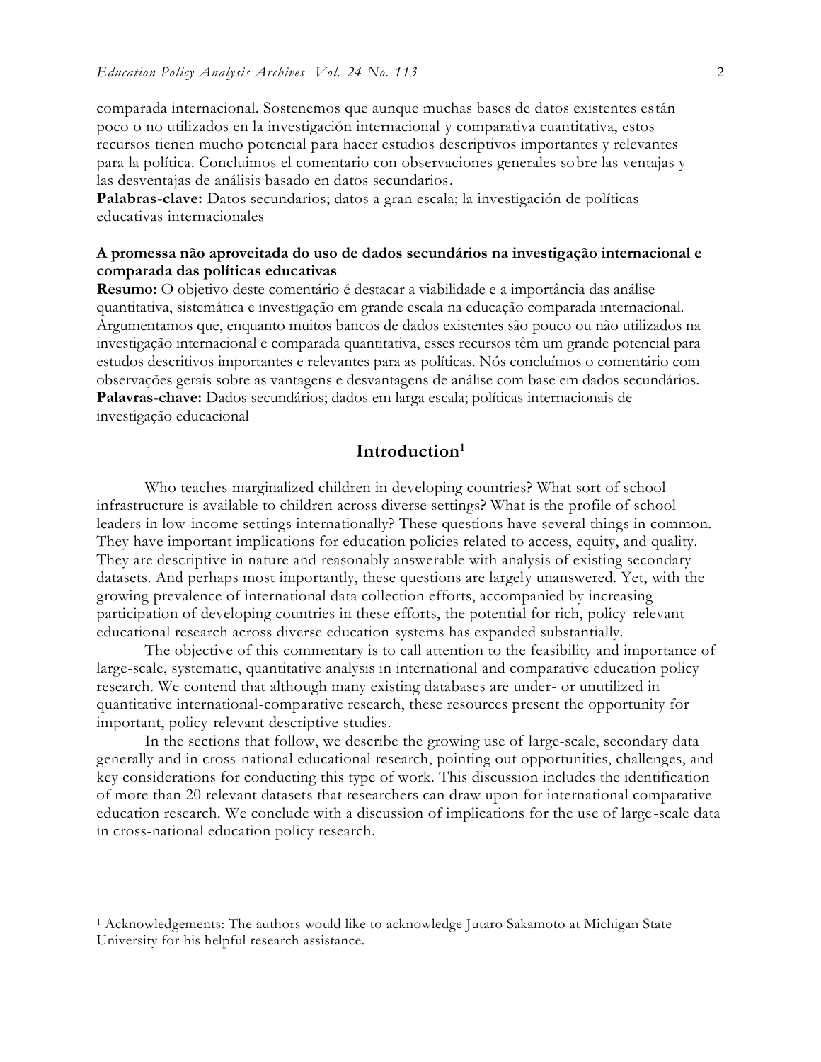comparada internacional. Sostenemos que aunque muchas bases de datos existentes están poco o no utilizados en la investigación internacional y comparativa cuantitativa, estos recursos tienen mucho potencial para hacer estudios descriptivos importantes y relevantes para la política. Concluimos el comentario con observaciones generales sobre las ventajas y las desventajas de análisis basado en datos secundarios.
**Palabras-clave:** Datos secundarios; datos a gran escala; la investigación de políticas educativas internacionales

**A promessa não aproveitada do uso de dados secundários na investigação internacional e comparada das políticas educativas**
**Resumo:** O objetivo deste comentário é destacar a viabilidade e a importância das análise quantitativa, sistemática e investigação em grande escala na educação comparada internacional. Argumentamos que, enquanto muitos bancos de dados existentes são pouco ou não utilizados na investigação internacional e comparada quantitativa, esses recursos têm um grande potencial para estudos descritivos importantes e relevantes para as políticas. Nós concluímos o comentário com observações gerais sobre as vantagens e desvantagens de análise com base em dados secundários.
**Palavras-chave:** Dados secundários; dados em larga escala; políticas internacionais de investigação educacional

## Introduction[1]

Who teaches marginalized children in developing countries? What sort of school infrastructure is available to children across diverse settings? What is the profile of school leaders in low-income settings internationally? These questions have several things in common. They have important implications for education policies related to access, equity, and quality. They are descriptive in nature and reasonably answerable with analysis of existing secondary datasets. And perhaps most importantly, these questions are largely unanswered. Yet, with the growing prevalence of international data collection efforts, accompanied by increasing participation of developing countries in these efforts, the potential for rich, policy-relevant educational research across diverse education systems has expanded substantially.

The objective of this commentary is to call attention to the feasibility and importance of large-scale, systematic, quantitative analysis in international and comparative education policy research. We contend that although many existing databases are under- or unutilized in quantitative international-comparative research, these resources present the opportunity for important, policy-relevant descriptive studies.

In the sections that follow, we describe the growing use of large-scale, secondary data generally and in cross-national educational research, pointing out opportunities, challenges, and key considerations for conducting this type of work. This discussion includes the identification of more than 20 relevant datasets that researchers can draw upon for international comparative education research. We conclude with a discussion of implications for the use of large-scale data in cross-national education policy research.

[1] Acknowledgements: The authors would like to acknowledge Jutaro Sakamoto at Michigan State University for his helpful research assistance.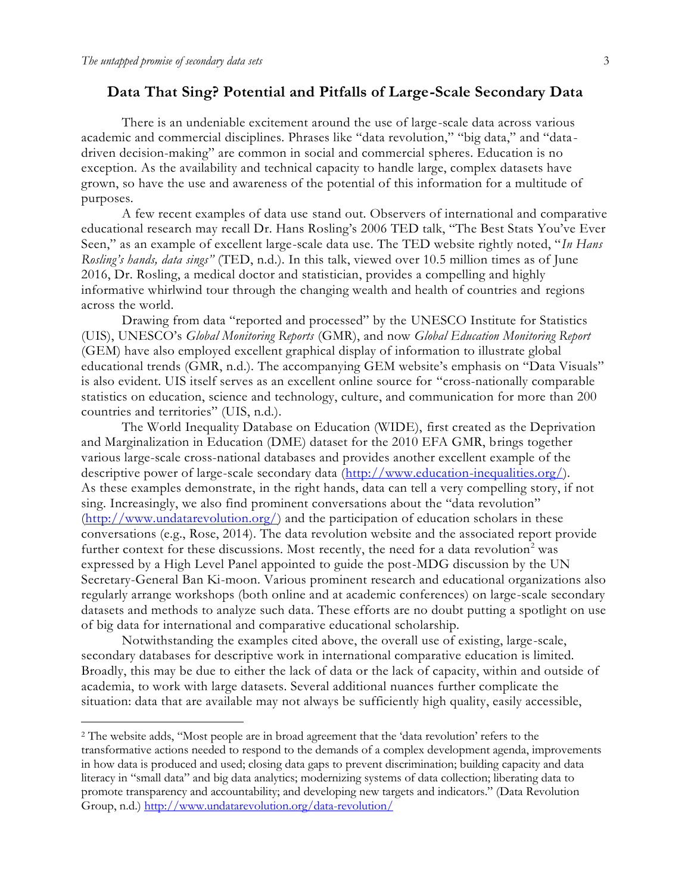## Data That Sing? Potential and Pitfalls of Large-Scale Secondary Data

There is an undeniable excitement around the use of large-scale data across various academic and commercial disciplines. Phrases like "data revolution," "big data," and "data-driven decision-making" are common in social and commercial spheres. Education is no exception. As the availability and technical capacity to handle large, complex datasets have grown, so have the use and awareness of the potential of this information for a multitude of purposes.

A few recent examples of data use stand out. Observers of international and comparative educational research may recall Dr. Hans Rosling's 2006 TED talk, "The Best Stats You've Ever Seen," as an example of excellent large-scale data use. The TED website rightly noted, "*In Hans Rosling's hands, data sings"* (TED, n.d.). In this talk, viewed over 10.5 million times as of June 2016, Dr. Rosling, a medical doctor and statistician, provides a compelling and highly informative whirlwind tour through the changing wealth and health of countries and regions across the world.

Drawing from data "reported and processed" by the UNESCO Institute for Statistics (UIS), UNESCO's *Global Monitoring Reports* (GMR), and now *Global Education Monitoring Report* (GEM) have also employed excellent graphical display of information to illustrate global educational trends (GMR, n.d.). The accompanying GEM website's emphasis on "Data Visuals" is also evident. UIS itself serves as an excellent online source for "cross-nationally comparable statistics on education, science and technology, culture, and communication for more than 200 countries and territories" (UIS, n.d.).

The World Inequality Database on Education (WIDE), first created as the Deprivation and Marginalization in Education (DME) dataset for the 2010 EFA GMR, brings together various large-scale cross-national databases and provides another excellent example of the descriptive power of large-scale secondary data (http://www.education-inequalities.org/). As these examples demonstrate, in the right hands, data can tell a very compelling story, if not sing. Increasingly, we also find prominent conversations about the "data revolution" (http://www.undatarevolution.org/) and the participation of education scholars in these conversations (e.g., Rose, 2014). The data revolution website and the associated report provide further context for these discussions. Most recently, the need for a data revolution[2] was expressed by a High Level Panel appointed to guide the post-MDG discussion by the UN Secretary-General Ban Ki-moon. Various prominent research and educational organizations also regularly arrange workshops (both online and at academic conferences) on large-scale secondary datasets and methods to analyze such data. These efforts are no doubt putting a spotlight on use of big data for international and comparative educational scholarship.

Notwithstanding the examples cited above, the overall use of existing, large-scale, secondary databases for descriptive work in international comparative education is limited. Broadly, this may be due to either the lack of data or the lack of capacity, within and outside of academia, to work with large datasets. Several additional nuances further complicate the situation: data that are available may not always be sufficiently high quality, easily accessible,

[2] The website adds, "Most people are in broad agreement that the 'data revolution' refers to the transformative actions needed to respond to the demands of a complex development agenda, improvements in how data is produced and used; closing data gaps to prevent discrimination; building capacity and data literacy in "small data" and big data analytics; modernizing systems of data collection; liberating data to promote transparency and accountability; and developing new targets and indicators." (Data Revolution Group, n.d.) http://www.undatarevolution.org/data-revolution/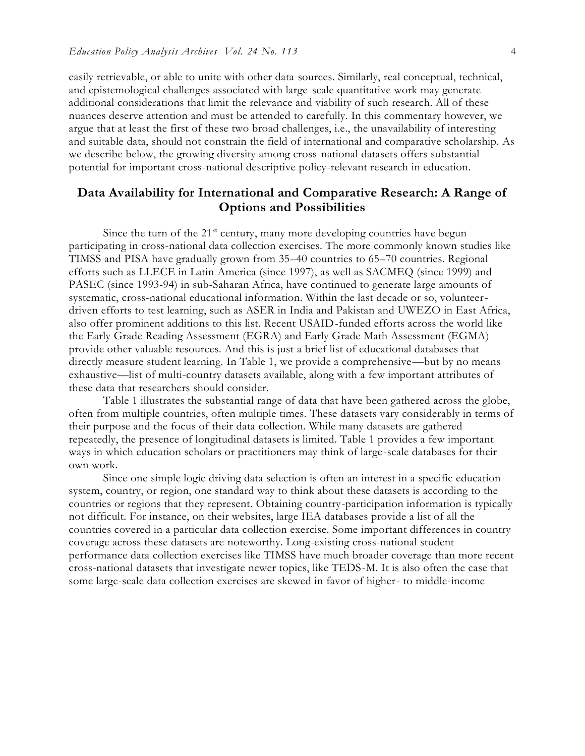easily retrievable, or able to unite with other data sources. Similarly, real conceptual, technical, and epistemological challenges associated with large-scale quantitative work may generate additional considerations that limit the relevance and viability of such research. All of these nuances deserve attention and must be attended to carefully. In this commentary however, we argue that at least the first of these two broad challenges, i.e., the unavailability of interesting and suitable data, should not constrain the field of international and comparative scholarship. As we describe below, the growing diversity among cross-national datasets offers substantial potential for important cross-national descriptive policy-relevant research in education.

## Data Availability for International and Comparative Research: A Range of Options and Possibilities

Since the turn of the 21st century, many more developing countries have begun participating in cross-national data collection exercises. The more commonly known studies like TIMSS and PISA have gradually grown from 35–40 countries to 65–70 countries. Regional efforts such as LLECE in Latin America (since 1997), as well as SACMEQ (since 1999) and PASEC (since 1993-94) in sub-Saharan Africa, have continued to generate large amounts of systematic, cross-national educational information. Within the last decade or so, volunteer-driven efforts to test learning, such as ASER in India and Pakistan and UWEZO in East Africa, also offer prominent additions to this list. Recent USAID-funded efforts across the world like the Early Grade Reading Assessment (EGRA) and Early Grade Math Assessment (EGMA) provide other valuable resources. And this is just a brief list of educational databases that directly measure student learning. In Table 1, we provide a comprehensive—but by no means exhaustive—list of multi-country datasets available, along with a few important attributes of these data that researchers should consider.

Table 1 illustrates the substantial range of data that have been gathered across the globe, often from multiple countries, often multiple times. These datasets vary considerably in terms of their purpose and the focus of their data collection. While many datasets are gathered repeatedly, the presence of longitudinal datasets is limited. Table 1 provides a few important ways in which education scholars or practitioners may think of large-scale databases for their own work.

Since one simple logic driving data selection is often an interest in a specific education system, country, or region, one standard way to think about these datasets is according to the countries or regions that they represent. Obtaining country-participation information is typically not difficult. For instance, on their websites, large IEA databases provide a list of all the countries covered in a particular data collection exercise. Some important differences in country coverage across these datasets are noteworthy. Long-existing cross-national student performance data collection exercises like TIMSS have much broader coverage than more recent cross-national datasets that investigate newer topics, like TEDS-M. It is also often the case that some large-scale data collection exercises are skewed in favor of higher- to middle-income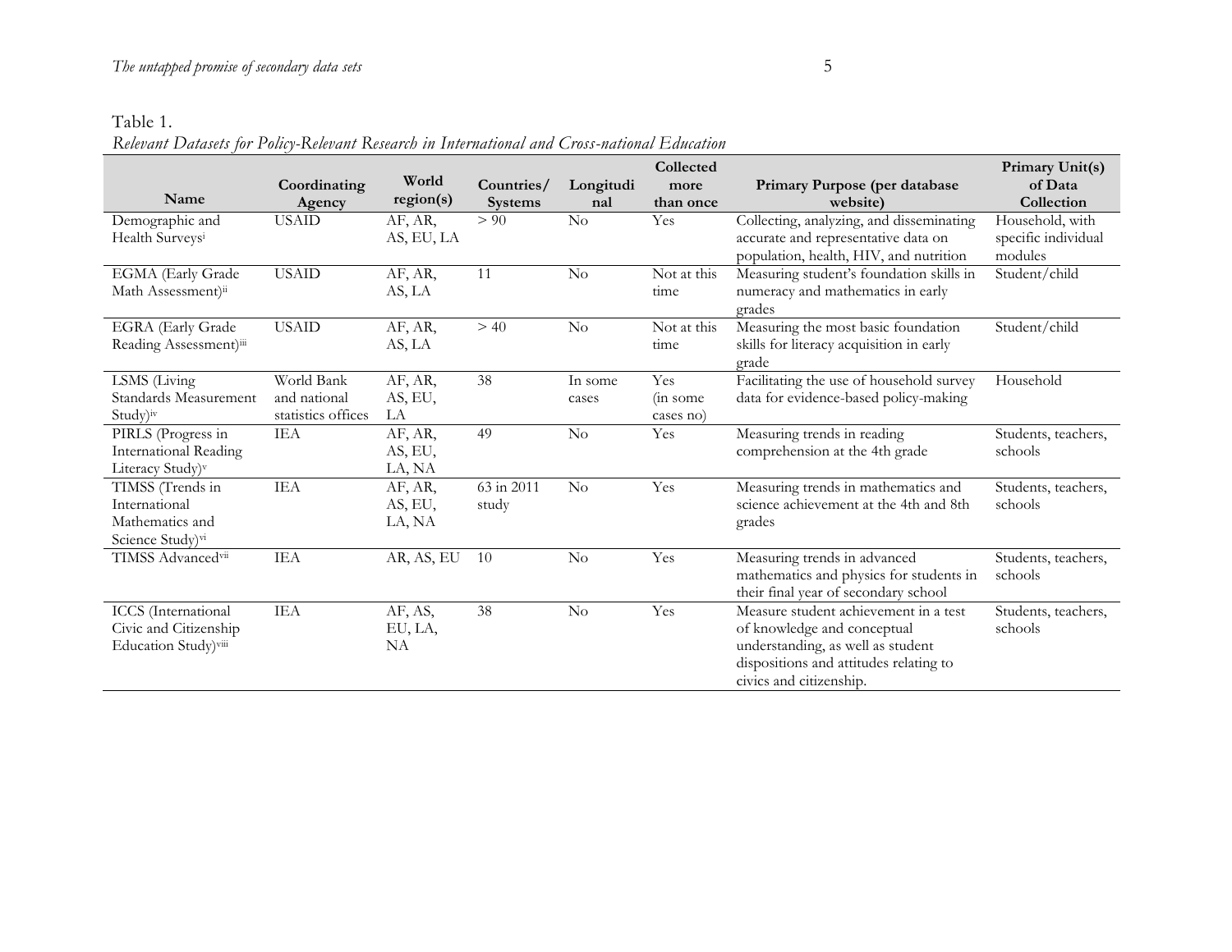Table 1.
*Relevant Datasets for Policy-Relevant Research in International and Cross-national Education*

| Name | Coordinating Agency | World region(s) | Countries/ Systems | Longitudinal | Collected more than once | Primary Purpose (per database website) | Primary Unit(s) of Data Collection |
|---|---|---|---|---|---|---|---|
| Demographic and Health Surveys[i] | USAID | AF, AR, AS, EU, LA | > 90 | No | Yes | Collecting, analyzing, and disseminating accurate and representative data on population, health, HIV, and nutrition | Household, with specific individual modules |
| EGMA (Early Grade Math Assessment)[ii] | USAID | AF, AR, AS, LA | 11 | No | Not at this time | Measuring student's foundation skills in numeracy and mathematics in early grades | Student/child |
| EGRA (Early Grade Reading Assessment)[iii] | USAID | AF, AR, AS, LA | > 40 | No | Not at this time | Measuring the most basic foundation skills for literacy acquisition in early grade | Student/child |
| LSMS (Living Standards Measurement Study)[iv] | World Bank and national statistics offices | AF, AR, AS, EU, LA | 38 | In some cases | Yes (in some cases no) | Facilitating the use of household survey data for evidence-based policy-making | Household |
| PIRLS (Progress in International Reading Literacy Study)[v] | IEA | AF, AR, AS, EU, LA, NA | 49 | No | Yes | Measuring trends in reading comprehension at the 4th grade | Students, teachers, schools |
| TIMSS (Trends in International Mathematics and Science Study)[vi] | IEA | AF, AR, AS, EU, LA, NA | 63 in 2011 study | No | Yes | Measuring trends in mathematics and science achievement at the 4th and 8th grades | Students, teachers, schools |
| TIMSS Advanced[vii] | IEA | AR, AS, EU | 10 | No | Yes | Measuring trends in advanced mathematics and physics for students in their final year of secondary school | Students, teachers, schools |
| ICCS (International Civic and Citizenship Education Study)[viii] | IEA | AF, AS, EU, LA, NA | 38 | No | Yes | Measure student achievement in a test of knowledge and conceptual understanding, as well as student dispositions and attitudes relating to civics and citizenship. | Students, teachers, schools |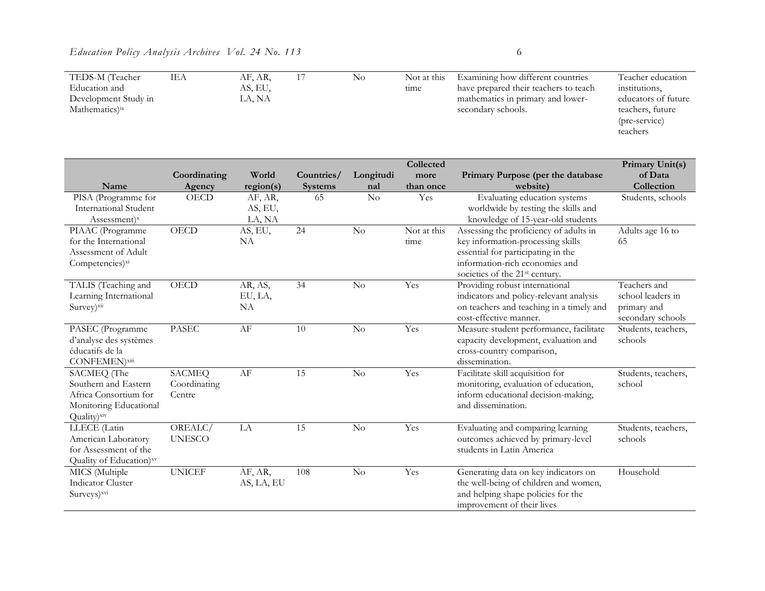| Name | Coordinating Agency | World region(s) | Countries/ Systems | Longitudinal | Collected more than once | Primary Purpose (per the database website) | Primary Unit(s) of Data Collection |
|---|---|---|---|---|---|---|---|
| TEDS-M (Teacher Education and Development Study in Mathematics)[ix] | IEA | AF, AR, AS, EU, LA, NA | 17 | No | Not at this time | Examining how different countries have prepared their teachers to teach mathematics in primary and lower-secondary schools. | Teacher education institutions, educators of future teachers, future (pre-service) teachers |
| PISA (Programme for International Student Assessment)[x] | OECD | AF, AR, AS, EU, LA, NA | 65 | No | Yes | Evaluating education systems worldwide by testing the skills and knowledge of 15-year-old students | Students, schools |
| PIAAC (Programme for the International Assessment of Adult Competencies)[xi] | OECD | AS, EU, NA | 24 | No | Not at this time | Assessing the proficiency of adults in key information-processing skills essential for participating in the information-rich economies and societies of the 21st century. | Adults age 16 to 65 |
| TALIS (Teaching and Learning International Survey)[xii] | OECD | AR, AS, EU, LA, NA | 34 | No | Yes | Providing robust international indicators and policy-relevant analysis on teachers and teaching in a timely and cost-effective manner. | Teachers and school leaders in primary and secondary schools |
| PASEC (Programme d'analyse des systèmes éducatifs de la CONFEMEN)[xiii] | PASEC | AF | 10 | No | Yes | Measure student performance, facilitate capacity development, evaluation and cross-country comparison, dissemination. | Students, teachers, schools |
| SACMEQ (The Southern and Eastern Africa Consortium for Monitoring Educational Quality)[xiv] | SACMEQ Coordinating Centre | AF | 15 | No | Yes | Facilitate skill acquisition for monitoring, evaluation of education, inform educational decision-making, and dissemination. | Students, teachers, school |
| LLECE (Latin American Laboratory for Assessment of the Quality of Education)[xv] | OREALC/ UNESCO | LA | 15 | No | Yes | Evaluating and comparing learning outcomes achieved by primary-level students in Latin America | Students, teachers, schools |
| MICS (Multiple Indicator Cluster Surveys)[xvi] | UNICEF | AF, AR, AS, LA, EU | 108 | No | Yes | Generating data on key indicators on the well-being of children and women, and helping shape policies for the improvement of their lives | Household |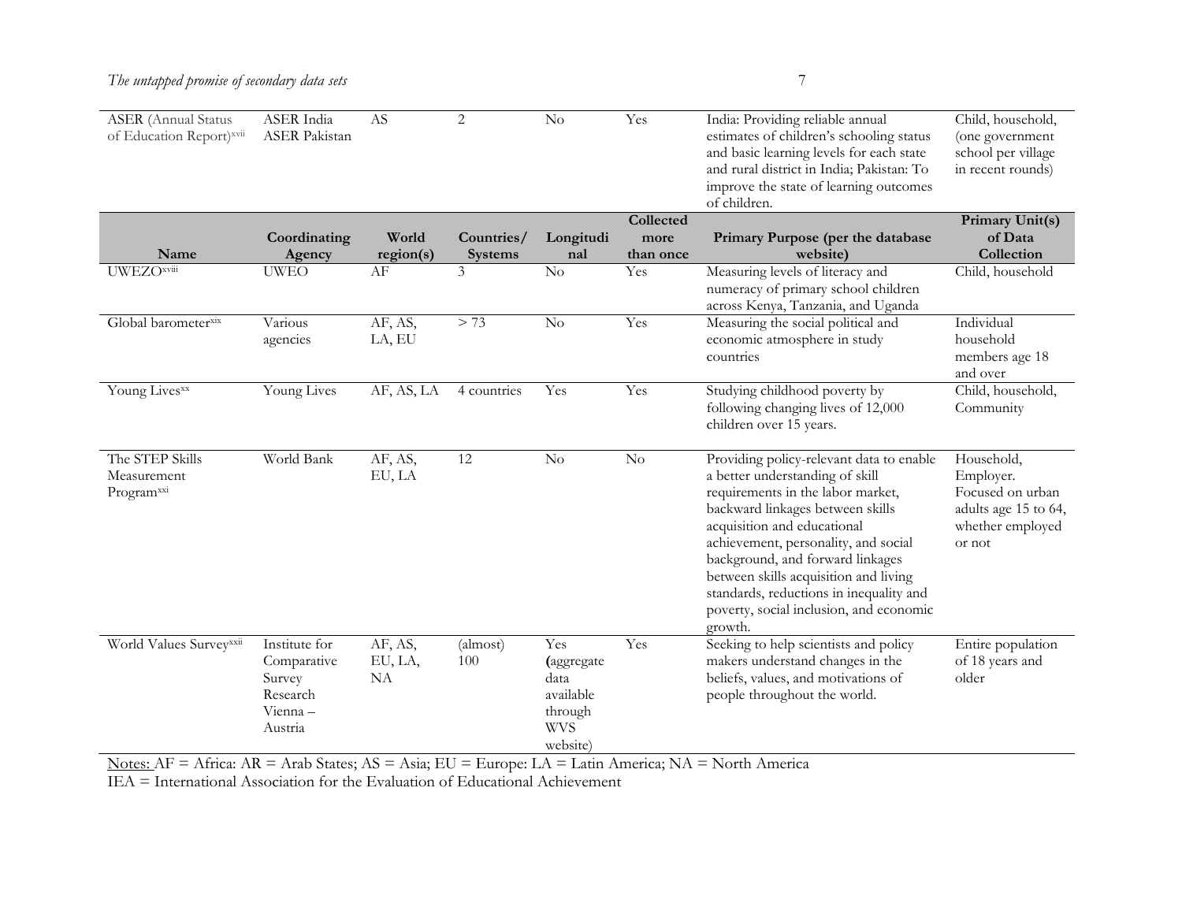| Name | Coordinating Agency | World region(s) | Countries/ Systems | Longitudinal | Collected more than once | Primary Purpose (per the database website) | Primary Unit(s) of Data Collection |
|---|---|---|---|---|---|---|---|
| ASER (Annual Status of Education Report)[xvii] | ASER India ASER Pakistan | AS | 2 | No | Yes | India: Providing reliable annual estimates of children's schooling status and basic learning levels for each state and rural district in India; Pakistan: To improve the state of learning outcomes of children. | Child, household, (one government school per village in recent rounds) |
| UWEZO[xviii] | UWEO | AF | 3 | No | Yes | Measuring levels of literacy and numeracy of primary school children across Kenya, Tanzania, and Uganda | Child, household |
| Global barometer[xix] | Various agencies | AF, AS, LA, EU | > 73 | No | Yes | Measuring the social political and economic atmosphere in study countries | Individual household members age 18 and over |
| Young Lives[xx] | Young Lives | AF, AS, LA | 4 countries | Yes | Yes | Studying childhood poverty by following changing lives of 12,000 children over 15 years. | Child, household, Community |
| The STEP Skills Measurement Program[xxi] | World Bank | AF, AS, EU, LA | 12 | No | No | Providing policy-relevant data to enable a better understanding of skill requirements in the labor market, backward linkages between skills acquisition and educational achievement, personality, and social background, and forward linkages between skills acquisition and living standards, reductions in inequality and poverty, social inclusion, and economic growth. | Household, Employer. Focused on urban adults age 15 to 64, whether employed or not |
| World Values Survey[xxii] | Institute for Comparative Survey Research Vienna – Austria | AF, AS, EU, LA, NA | (almost) 100 | Yes (aggregate data available through WVS website) | Yes | Seeking to help scientists and policy makers understand changes in the beliefs, values, and motivations of people throughout the world. | Entire population of 18 years and older |

Notes: AF = Africa: AR = Arab States; AS = Asia; EU = Europe: LA = Latin America; NA = North America
IEA = International Association for the Evaluation of Educational Achievement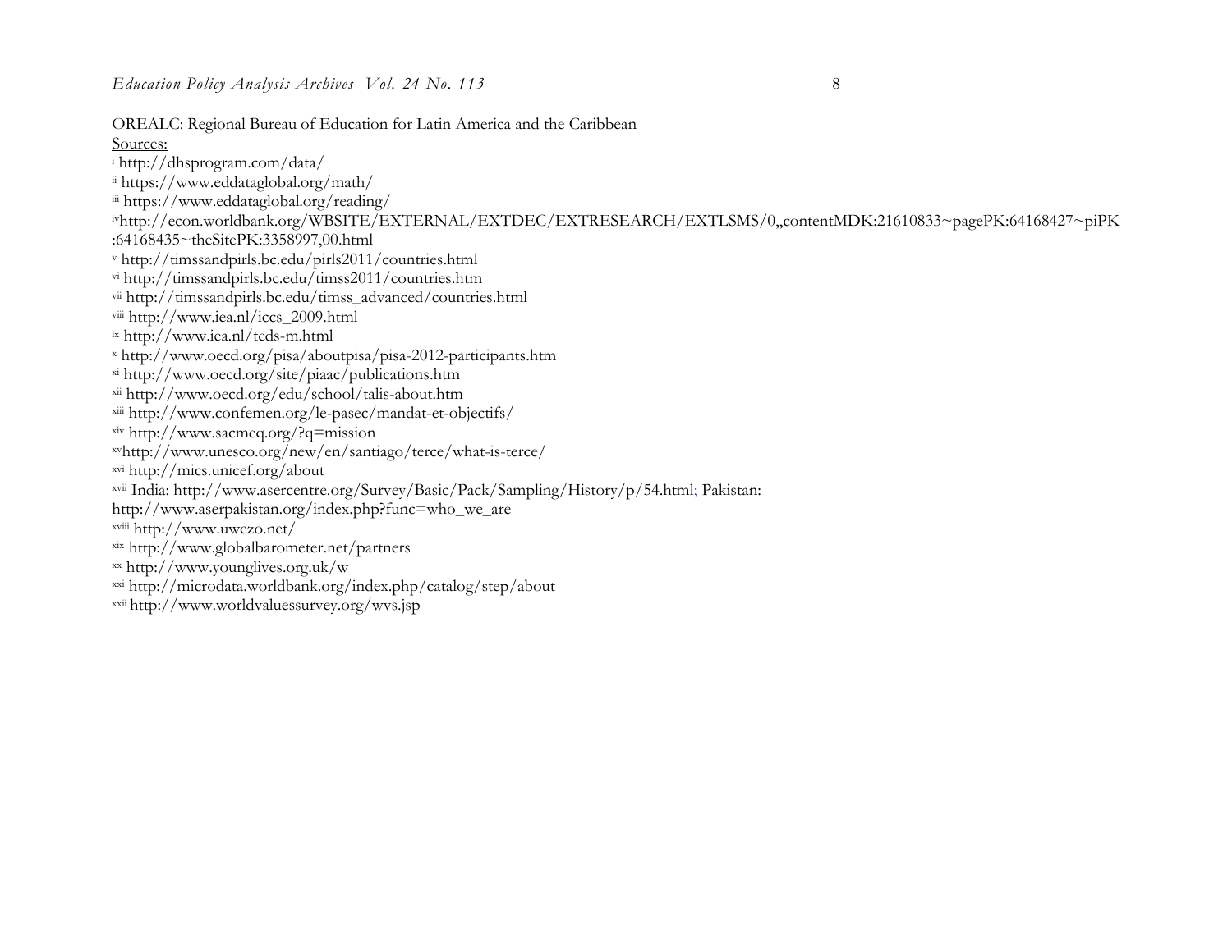OREALC: Regional Bureau of Education for Latin America and the Caribbean

Sources:

[i] http://dhsprogram.com/data/

[ii] https://www.eddataglobal.org/math/

[iii] https://www.eddataglobal.org/reading/

[iv]http://econ.worldbank.org/WBSITE/EXTERNAL/EXTDEC/EXTRESEARCH/EXTLSMS/0,,contentMDK:21610833~pagePK:64168427~piPK:64168435~theSitePK:3358997,00.html

[v] http://timssandpirls.bc.edu/pirls2011/countries.html

[vi] http://timssandpirls.bc.edu/timss2011/countries.htm

[vii] http://timssandpirls.bc.edu/timss_advanced/countries.html

[viii] http://www.iea.nl/iccs_2009.html

[ix] http://www.iea.nl/teds-m.html

[x] http://www.oecd.org/pisa/aboutpisa/pisa-2012-participants.htm

[xi] http://www.oecd.org/site/piaac/publications.htm

[xii] http://www.oecd.org/edu/school/talis-about.htm

[xiii] http://www.confemen.org/le-pasec/mandat-et-objectifs/

[xiv] http://www.sacmeq.org/?q=mission

[xv]http://www.unesco.org/new/en/santiago/terce/what-is-terce/

[xvi] http://mics.unicef.org/about

[xvii] India: http://www.asercentre.org/Survey/Basic/Pack/Sampling/History/p/54.html; Pakistan: http://www.aserpakistan.org/index.php?func=who_we_are

[xviii] http://www.uwezo.net/

[xix] http://www.globalbarometer.net/partners

[xx] http://www.younglives.org.uk/w

[xxi] http://microdata.worldbank.org/index.php/catalog/step/about

[xxii] http://www.worldvaluessurvey.org/wvs.jsp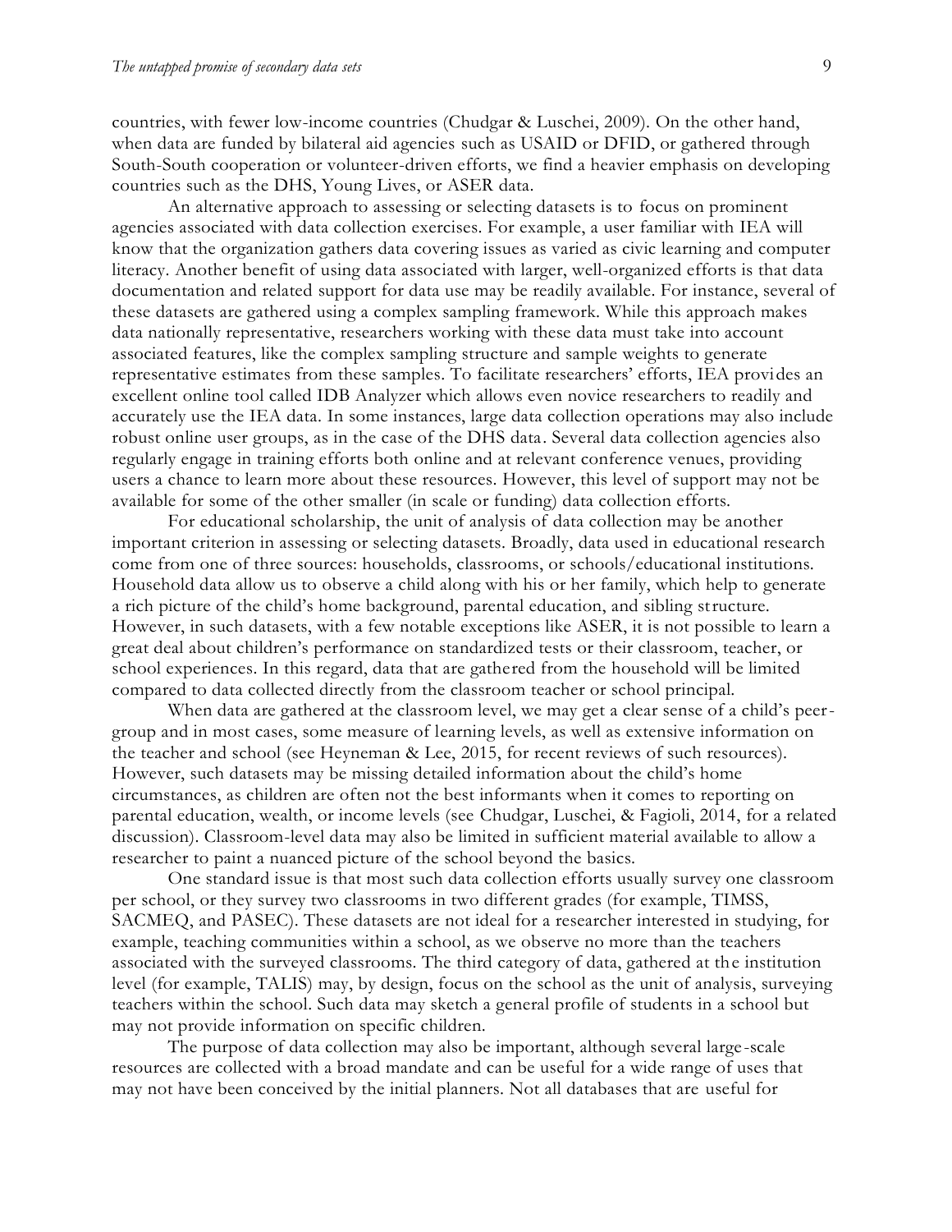countries, with fewer low-income countries (Chudgar & Luschei, 2009). On the other hand, when data are funded by bilateral aid agencies such as USAID or DFID, or gathered through South-South cooperation or volunteer-driven efforts, we find a heavier emphasis on developing countries such as the DHS, Young Lives, or ASER data.

An alternative approach to assessing or selecting datasets is to focus on prominent agencies associated with data collection exercises. For example, a user familiar with IEA will know that the organization gathers data covering issues as varied as civic learning and computer literacy. Another benefit of using data associated with larger, well-organized efforts is that data documentation and related support for data use may be readily available. For instance, several of these datasets are gathered using a complex sampling framework. While this approach makes data nationally representative, researchers working with these data must take into account associated features, like the complex sampling structure and sample weights to generate representative estimates from these samples. To facilitate researchers' efforts, IEA provides an excellent online tool called IDB Analyzer which allows even novice researchers to readily and accurately use the IEA data. In some instances, large data collection operations may also include robust online user groups, as in the case of the DHS data. Several data collection agencies also regularly engage in training efforts both online and at relevant conference venues, providing users a chance to learn more about these resources. However, this level of support may not be available for some of the other smaller (in scale or funding) data collection efforts.

For educational scholarship, the unit of analysis of data collection may be another important criterion in assessing or selecting datasets. Broadly, data used in educational research come from one of three sources: households, classrooms, or schools/educational institutions. Household data allow us to observe a child along with his or her family, which help to generate a rich picture of the child's home background, parental education, and sibling structure. However, in such datasets, with a few notable exceptions like ASER, it is not possible to learn a great deal about children's performance on standardized tests or their classroom, teacher, or school experiences. In this regard, data that are gathered from the household will be limited compared to data collected directly from the classroom teacher or school principal.

When data are gathered at the classroom level, we may get a clear sense of a child's peer-group and in most cases, some measure of learning levels, as well as extensive information on the teacher and school (see Heyneman & Lee, 2015, for recent reviews of such resources). However, such datasets may be missing detailed information about the child's home circumstances, as children are often not the best informants when it comes to reporting on parental education, wealth, or income levels (see Chudgar, Luschei, & Fagioli, 2014, for a related discussion). Classroom-level data may also be limited in sufficient material available to allow a researcher to paint a nuanced picture of the school beyond the basics.

One standard issue is that most such data collection efforts usually survey one classroom per school, or they survey two classrooms in two different grades (for example, TIMSS, SACMEQ, and PASEC). These datasets are not ideal for a researcher interested in studying, for example, teaching communities within a school, as we observe no more than the teachers associated with the surveyed classrooms. The third category of data, gathered at the institution level (for example, TALIS) may, by design, focus on the school as the unit of analysis, surveying teachers within the school. Such data may sketch a general profile of students in a school but may not provide information on specific children.

The purpose of data collection may also be important, although several large-scale resources are collected with a broad mandate and can be useful for a wide range of uses that may not have been conceived by the initial planners. Not all databases that are useful for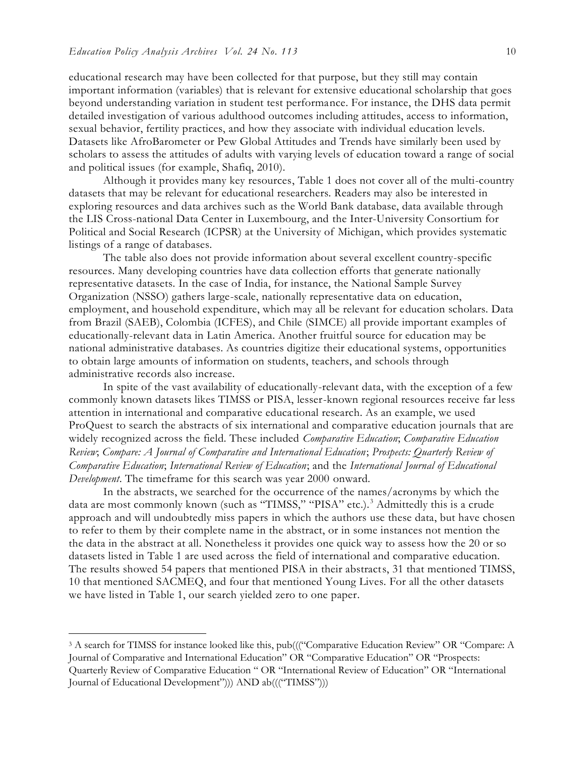educational research may have been collected for that purpose, but they still may contain important information (variables) that is relevant for extensive educational scholarship that goes beyond understanding variation in student test performance. For instance, the DHS data permit detailed investigation of various adulthood outcomes including attitudes, access to information, sexual behavior, fertility practices, and how they associate with individual education levels. Datasets like AfroBarometer or Pew Global Attitudes and Trends have similarly been used by scholars to assess the attitudes of adults with varying levels of education toward a range of social and political issues (for example, Shafiq, 2010).

Although it provides many key resources, Table 1 does not cover all of the multi-country datasets that may be relevant for educational researchers. Readers may also be interested in exploring resources and data archives such as the World Bank database, data available through the LIS Cross-national Data Center in Luxembourg, and the Inter-University Consortium for Political and Social Research (ICPSR) at the University of Michigan, which provides systematic listings of a range of databases.

The table also does not provide information about several excellent country-specific resources. Many developing countries have data collection efforts that generate nationally representative datasets. In the case of India, for instance, the National Sample Survey Organization (NSSO) gathers large-scale, nationally representative data on education, employment, and household expenditure, which may all be relevant for education scholars. Data from Brazil (SAEB), Colombia (ICFES), and Chile (SIMCE) all provide important examples of educationally-relevant data in Latin America. Another fruitful source for education may be national administrative databases. As countries digitize their educational systems, opportunities to obtain large amounts of information on students, teachers, and schools through administrative records also increase.

In spite of the vast availability of educationally-relevant data, with the exception of a few commonly known datasets likes TIMSS or PISA, lesser-known regional resources receive far less attention in international and comparative educational research. As an example, we used ProQuest to search the abstracts of six international and comparative education journals that are widely recognized across the field. These included *Comparative Education*; *Comparative Education Review*; *Compare: A Journal of Comparative and International Education*; *Prospects: Quarterly Review of Comparative Education*; *International Review of Education*; and the *International Journal of Educational Development*. The timeframe for this search was year 2000 onward.

In the abstracts, we searched for the occurrence of the names/acronyms by which the data are most commonly known (such as "TIMSS," "PISA" etc.).[3] Admittedly this is a crude approach and will undoubtedly miss papers in which the authors use these data, but have chosen to refer to them by their complete name in the abstract, or in some instances not mention the the data in the abstract at all. Nonetheless it provides one quick way to assess how the 20 or so datasets listed in Table 1 are used across the field of international and comparative education. The results showed 54 papers that mentioned PISA in their abstracts, 31 that mentioned TIMSS, 10 that mentioned SACMEQ, and four that mentioned Young Lives. For all the other datasets we have listed in Table 1, our search yielded zero to one paper.

---

[3] A search for TIMSS for instance looked like this, pub((("Comparative Education Review" OR "Compare: A Journal of Comparative and International Education" OR "Comparative Education" OR "Prospects: Quarterly Review of Comparative Education " OR "International Review of Education" OR "International Journal of Educational Development"))) AND ab((("TIMSS")))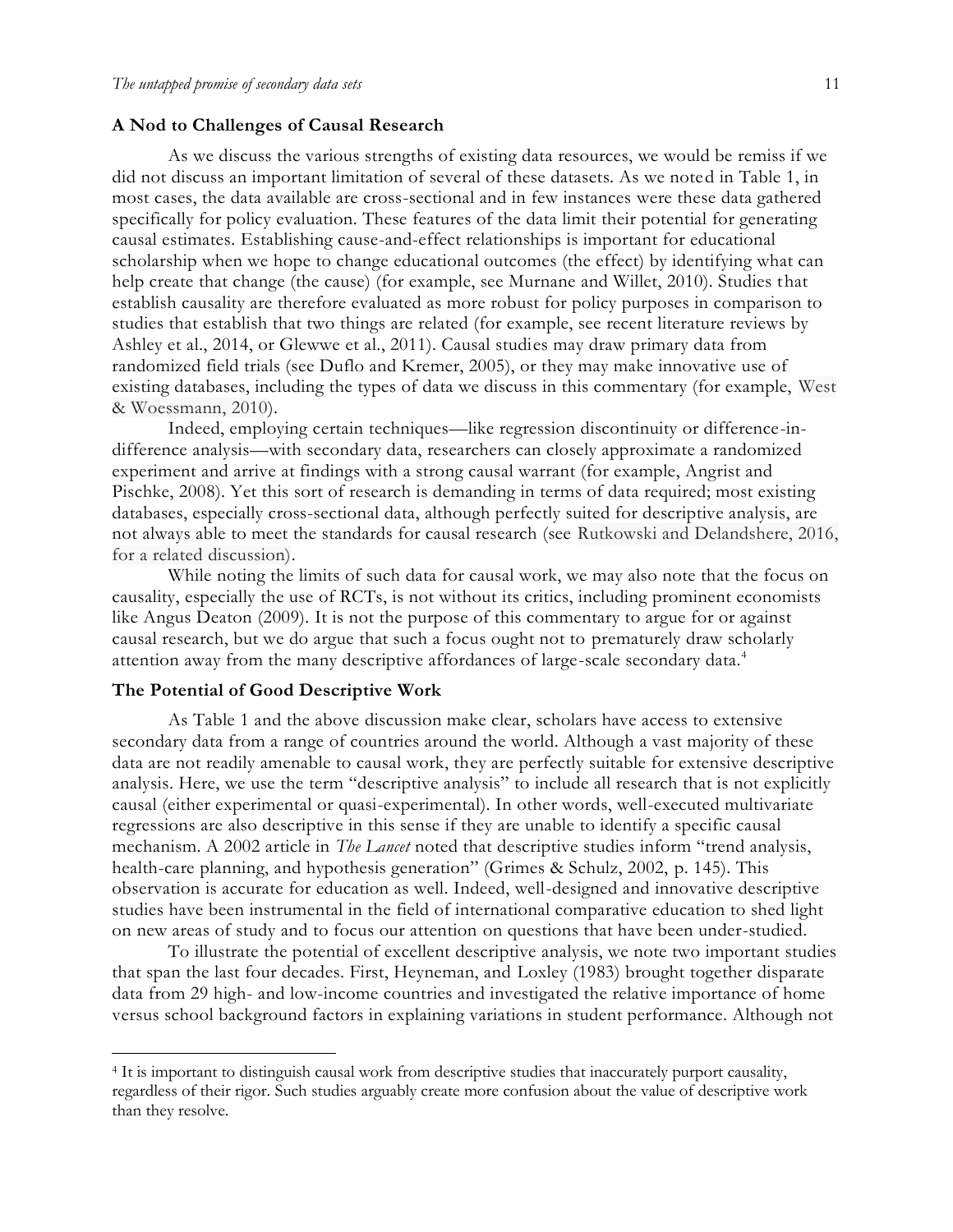### A Nod to Challenges of Causal Research

As we discuss the various strengths of existing data resources, we would be remiss if we did not discuss an important limitation of several of these datasets. As we noted in Table 1, in most cases, the data available are cross-sectional and in few instances were these data gathered specifically for policy evaluation. These features of the data limit their potential for generating causal estimates. Establishing cause-and-effect relationships is important for educational scholarship when we hope to change educational outcomes (the effect) by identifying what can help create that change (the cause) (for example, see Murnane and Willet, 2010). Studies that establish causality are therefore evaluated as more robust for policy purposes in comparison to studies that establish that two things are related (for example, see recent literature reviews by Ashley et al., 2014, or Glewwe et al., 2011). Causal studies may draw primary data from randomized field trials (see Duflo and Kremer, 2005), or they may make innovative use of existing databases, including the types of data we discuss in this commentary (for example, West & Woessmann, 2010).

Indeed, employing certain techniques—like regression discontinuity or difference-in-difference analysis—with secondary data, researchers can closely approximate a randomized experiment and arrive at findings with a strong causal warrant (for example, Angrist and Pischke, 2008). Yet this sort of research is demanding in terms of data required; most existing databases, especially cross-sectional data, although perfectly suited for descriptive analysis, are not always able to meet the standards for causal research (see Rutkowski and Delandshere, 2016, for a related discussion).

While noting the limits of such data for causal work, we may also note that the focus on causality, especially the use of RCTs, is not without its critics, including prominent economists like Angus Deaton (2009). It is not the purpose of this commentary to argue for or against causal research, but we do argue that such a focus ought not to prematurely draw scholarly attention away from the many descriptive affordances of large-scale secondary data.[4]

### The Potential of Good Descriptive Work

As Table 1 and the above discussion make clear, scholars have access to extensive secondary data from a range of countries around the world. Although a vast majority of these data are not readily amenable to causal work, they are perfectly suitable for extensive descriptive analysis. Here, we use the term "descriptive analysis" to include all research that is not explicitly causal (either experimental or quasi-experimental). In other words, well-executed multivariate regressions are also descriptive in this sense if they are unable to identify a specific causal mechanism. A 2002 article in *The Lancet* noted that descriptive studies inform "trend analysis, health-care planning, and hypothesis generation" (Grimes & Schulz, 2002, p. 145). This observation is accurate for education as well. Indeed, well-designed and innovative descriptive studies have been instrumental in the field of international comparative education to shed light on new areas of study and to focus our attention on questions that have been under-studied.

To illustrate the potential of excellent descriptive analysis, we note two important studies that span the last four decades. First, Heyneman, and Loxley (1983) brought together disparate data from 29 high- and low-income countries and investigated the relative importance of home versus school background factors in explaining variations in student performance. Although not

---

[4] It is important to distinguish causal work from descriptive studies that inaccurately purport causality, regardless of their rigor. Such studies arguably create more confusion about the value of descriptive work than they resolve.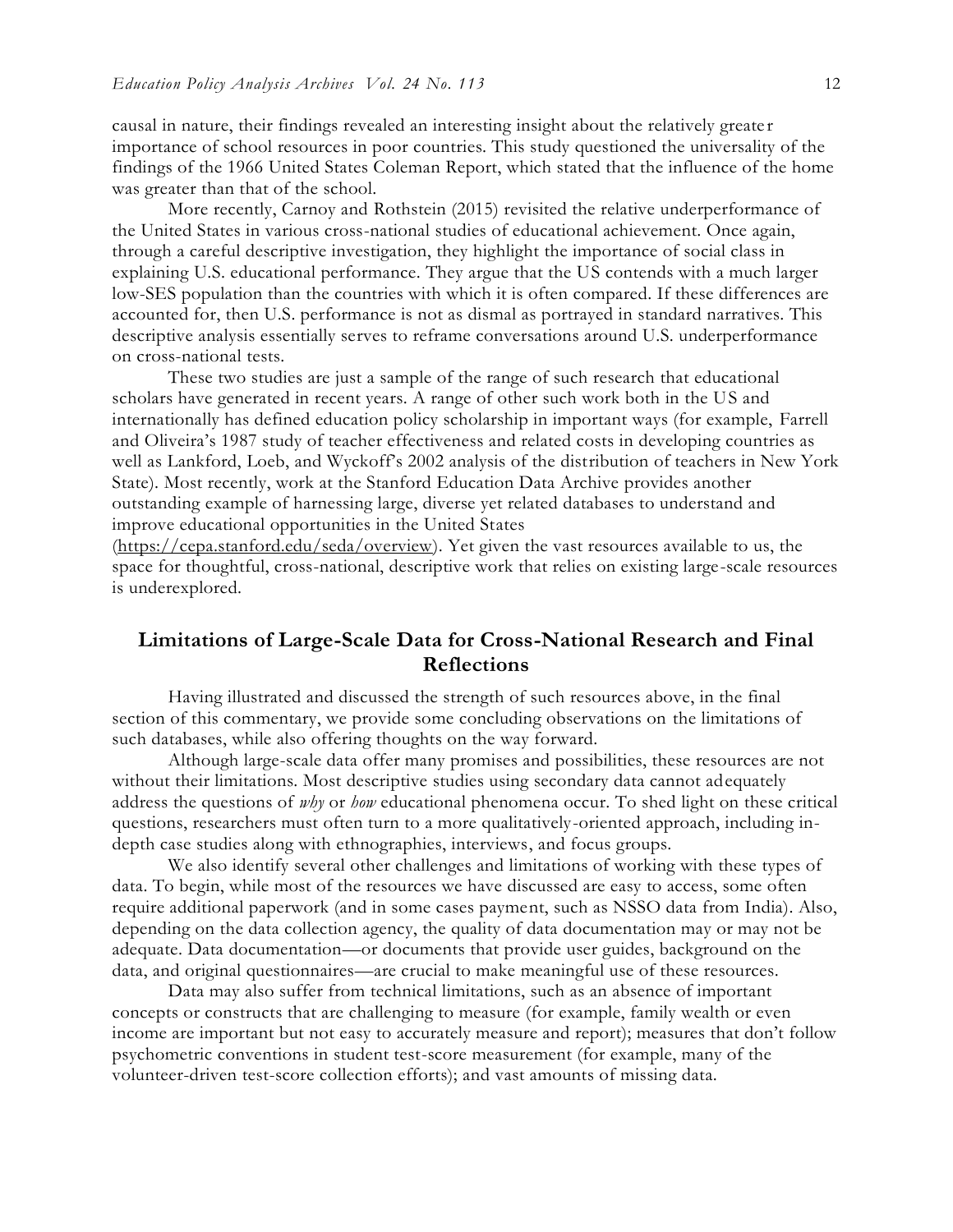causal in nature, their findings revealed an interesting insight about the relatively greater importance of school resources in poor countries. This study questioned the universality of the findings of the 1966 United States Coleman Report, which stated that the influence of the home was greater than that of the school.

More recently, Carnoy and Rothstein (2015) revisited the relative underperformance of the United States in various cross-national studies of educational achievement. Once again, through a careful descriptive investigation, they highlight the importance of social class in explaining U.S. educational performance. They argue that the US contends with a much larger low-SES population than the countries with which it is often compared. If these differences are accounted for, then U.S. performance is not as dismal as portrayed in standard narratives. This descriptive analysis essentially serves to reframe conversations around U.S. underperformance on cross-national tests.

These two studies are just a sample of the range of such research that educational scholars have generated in recent years. A range of other such work both in the US and internationally has defined education policy scholarship in important ways (for example, Farrell and Oliveira's 1987 study of teacher effectiveness and related costs in developing countries as well as Lankford, Loeb, and Wyckoff's 2002 analysis of the distribution of teachers in New York State). Most recently, work at the Stanford Education Data Archive provides another outstanding example of harnessing large, diverse yet related databases to understand and improve educational opportunities in the United States (https://cepa.stanford.edu/seda/overview). Yet given the vast resources available to us, the space for thoughtful, cross-national, descriptive work that relies on existing large-scale resources is underexplored.

## Limitations of Large-Scale Data for Cross-National Research and Final Reflections

Having illustrated and discussed the strength of such resources above, in the final section of this commentary, we provide some concluding observations on the limitations of such databases, while also offering thoughts on the way forward.

Although large-scale data offer many promises and possibilities, these resources are not without their limitations. Most descriptive studies using secondary data cannot adequately address the questions of *why* or *how* educational phenomena occur. To shed light on these critical questions, researchers must often turn to a more qualitatively-oriented approach, including in-depth case studies along with ethnographies, interviews, and focus groups.

We also identify several other challenges and limitations of working with these types of data. To begin, while most of the resources we have discussed are easy to access, some often require additional paperwork (and in some cases payment, such as NSSO data from India). Also, depending on the data collection agency, the quality of data documentation may or may not be adequate. Data documentation—or documents that provide user guides, background on the data, and original questionnaires—are crucial to make meaningful use of these resources.

Data may also suffer from technical limitations, such as an absence of important concepts or constructs that are challenging to measure (for example, family wealth or even income are important but not easy to accurately measure and report); measures that don't follow psychometric conventions in student test-score measurement (for example, many of the volunteer-driven test-score collection efforts); and vast amounts of missing data.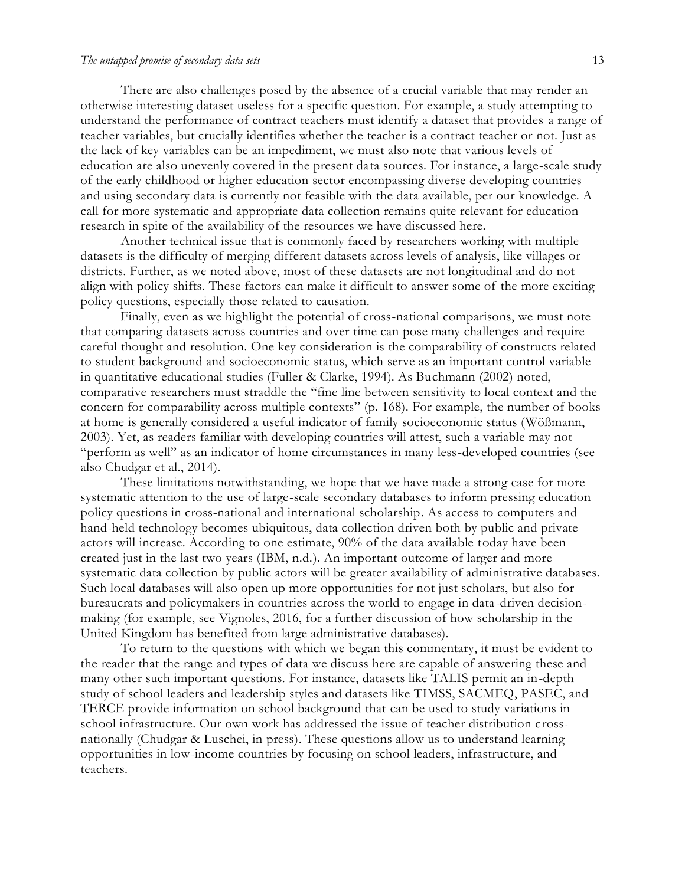There are also challenges posed by the absence of a crucial variable that may render an otherwise interesting dataset useless for a specific question. For example, a study attempting to understand the performance of contract teachers must identify a dataset that provides a range of teacher variables, but crucially identifies whether the teacher is a contract teacher or not. Just as the lack of key variables can be an impediment, we must also note that various levels of education are also unevenly covered in the present data sources. For instance, a large-scale study of the early childhood or higher education sector encompassing diverse developing countries and using secondary data is currently not feasible with the data available, per our knowledge. A call for more systematic and appropriate data collection remains quite relevant for education research in spite of the availability of the resources we have discussed here.

Another technical issue that is commonly faced by researchers working with multiple datasets is the difficulty of merging different datasets across levels of analysis, like villages or districts. Further, as we noted above, most of these datasets are not longitudinal and do not align with policy shifts. These factors can make it difficult to answer some of the more exciting policy questions, especially those related to causation.

Finally, even as we highlight the potential of cross-national comparisons, we must note that comparing datasets across countries and over time can pose many challenges and require careful thought and resolution. One key consideration is the comparability of constructs related to student background and socioeconomic status, which serve as an important control variable in quantitative educational studies (Fuller & Clarke, 1994). As Buchmann (2002) noted, comparative researchers must straddle the "fine line between sensitivity to local context and the concern for comparability across multiple contexts" (p. 168). For example, the number of books at home is generally considered a useful indicator of family socioeconomic status (Wößmann, 2003). Yet, as readers familiar with developing countries will attest, such a variable may not "perform as well" as an indicator of home circumstances in many less-developed countries (see also Chudgar et al., 2014).

These limitations notwithstanding, we hope that we have made a strong case for more systematic attention to the use of large-scale secondary databases to inform pressing education policy questions in cross-national and international scholarship. As access to computers and hand-held technology becomes ubiquitous, data collection driven both by public and private actors will increase. According to one estimate, 90% of the data available today have been created just in the last two years (IBM, n.d.). An important outcome of larger and more systematic data collection by public actors will be greater availability of administrative databases. Such local databases will also open up more opportunities for not just scholars, but also for bureaucrats and policymakers in countries across the world to engage in data-driven decision-making (for example, see Vignoles, 2016, for a further discussion of how scholarship in the United Kingdom has benefited from large administrative databases).

To return to the questions with which we began this commentary, it must be evident to the reader that the range and types of data we discuss here are capable of answering these and many other such important questions. For instance, datasets like TALIS permit an in-depth study of school leaders and leadership styles and datasets like TIMSS, SACMEQ, PASEC, and TERCE provide information on school background that can be used to study variations in school infrastructure. Our own work has addressed the issue of teacher distribution cross-nationally (Chudgar & Luschei, in press). These questions allow us to understand learning opportunities in low-income countries by focusing on school leaders, infrastructure, and teachers.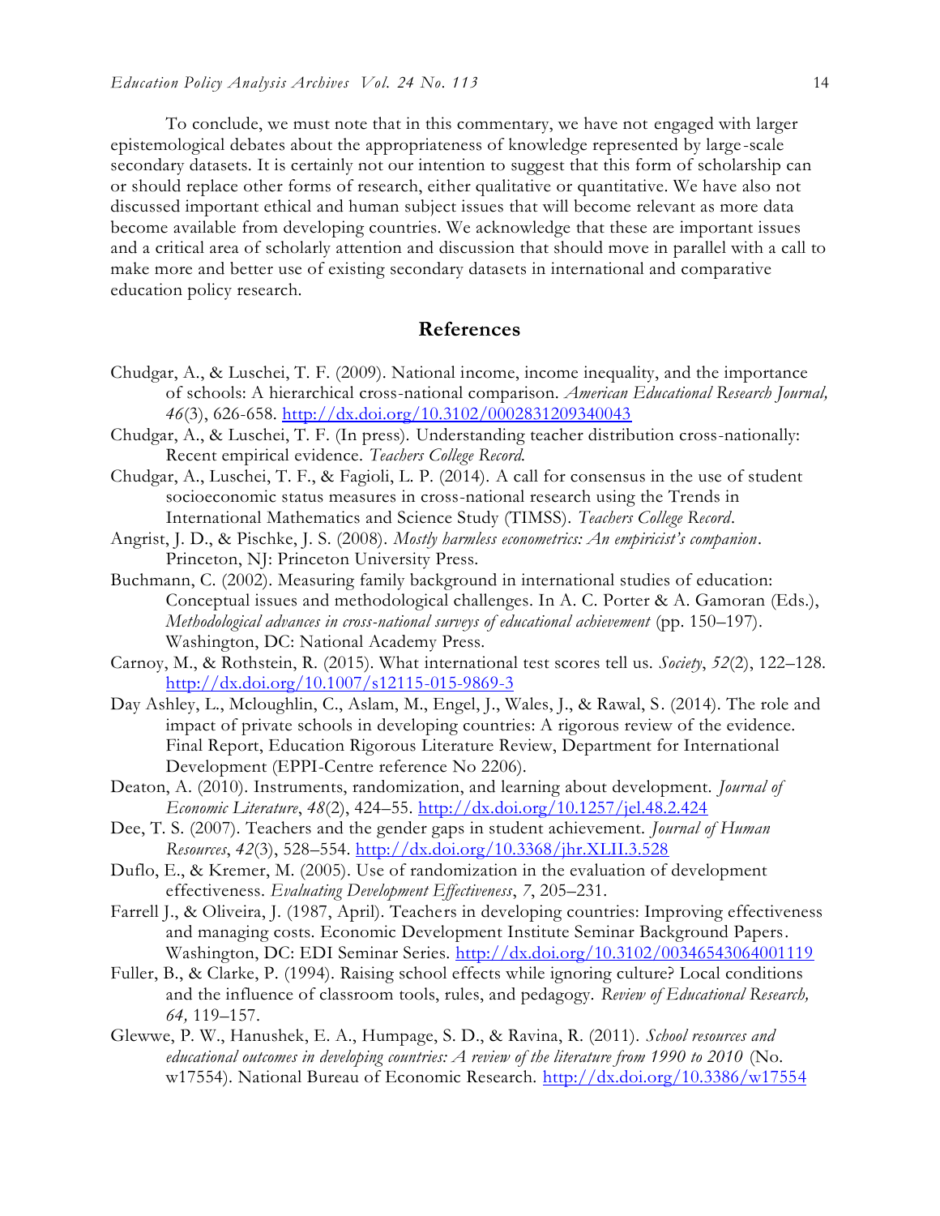To conclude, we must note that in this commentary, we have not engaged with larger epistemological debates about the appropriateness of knowledge represented by large-scale secondary datasets. It is certainly not our intention to suggest that this form of scholarship can or should replace other forms of research, either qualitative or quantitative. We have also not discussed important ethical and human subject issues that will become relevant as more data become available from developing countries. We acknowledge that these are important issues and a critical area of scholarly attention and discussion that should move in parallel with a call to make more and better use of existing secondary datasets in international and comparative education policy research.

## References

Chudgar, A., & Luschei, T. F. (2009). National income, income inequality, and the importance of schools: A hierarchical cross-national comparison. *American Educational Research Journal, 46*(3), 626-658. http://dx.doi.org/10.3102/0002831209340043

Chudgar, A., & Luschei, T. F. (In press). Understanding teacher distribution cross-nationally: Recent empirical evidence. *Teachers College Record.*

Chudgar, A., Luschei, T. F., & Fagioli, L. P. (2014). A call for consensus in the use of student socioeconomic status measures in cross-national research using the Trends in International Mathematics and Science Study (TIMSS). *Teachers College Record*.

Angrist, J. D., & Pischke, J. S. (2008). *Mostly harmless econometrics: An empiricist's companion*. Princeton, NJ: Princeton University Press.

Buchmann, C. (2002). Measuring family background in international studies of education: Conceptual issues and methodological challenges. In A. C. Porter & A. Gamoran (Eds.), *Methodological advances in cross-national surveys of educational achievement* (pp. 150–197). Washington, DC: National Academy Press.

Carnoy, M., & Rothstein, R. (2015). What international test scores tell us. *Society*, *52*(2), 122–128. http://dx.doi.org/10.1007/s12115-015-9869-3

Day Ashley, L., Mcloughlin, C., Aslam, M., Engel, J., Wales, J., & Rawal, S. (2014). The role and impact of private schools in developing countries: A rigorous review of the evidence. Final Report, Education Rigorous Literature Review, Department for International Development (EPPI-Centre reference No 2206).

Deaton, A. (2010). Instruments, randomization, and learning about development. *Journal of Economic Literature*, *48*(2), 424–55. http://dx.doi.org/10.1257/jel.48.2.424

Dee, T. S. (2007). Teachers and the gender gaps in student achievement. *Journal of Human Resources*, *42*(3), 528–554. http://dx.doi.org/10.3368/jhr.XLII.3.528

Duflo, E., & Kremer, M. (2005). Use of randomization in the evaluation of development effectiveness. *Evaluating Development Effectiveness*, *7*, 205–231.

Farrell J., & Oliveira, J. (1987, April). Teachers in developing countries: Improving effectiveness and managing costs. Economic Development Institute Seminar Background Papers. Washington, DC: EDI Seminar Series. http://dx.doi.org/10.3102/00346543064001119

Fuller, B., & Clarke, P. (1994). Raising school effects while ignoring culture? Local conditions and the influence of classroom tools, rules, and pedagogy. *Review of Educational Research, 64,* 119–157.

Glewwe, P. W., Hanushek, E. A., Humpage, S. D., & Ravina, R. (2011). *School resources and educational outcomes in developing countries: A review of the literature from 1990 to 2010* (No. w17554). National Bureau of Economic Research. http://dx.doi.org/10.3386/w17554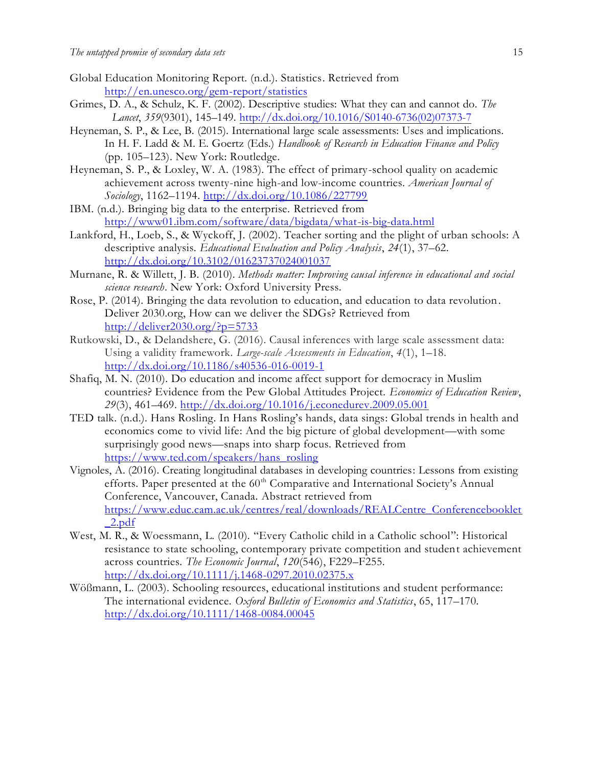Global Education Monitoring Report. (n.d.). Statistics. Retrieved from http://en.unesco.org/gem-report/statistics

Grimes, D. A., & Schulz, K. F. (2002). Descriptive studies: What they can and cannot do. *The Lancet*, *359*(9301), 145–149. http://dx.doi.org/10.1016/S0140-6736(02)07373-7

Heyneman, S. P., & Lee, B. (2015). International large scale assessments: Uses and implications. In H. F. Ladd & M. E. Goertz (Eds.) *Handbook of Research in Education Finance and Policy* (pp. 105–123). New York: Routledge.

Heyneman, S. P., & Loxley, W. A. (1983). The effect of primary-school quality on academic achievement across twenty-nine high-and low-income countries. *American Journal of Sociology*, 1162–1194. http://dx.doi.org/10.1086/227799

IBM. (n.d.). Bringing big data to the enterprise. Retrieved from http://www01.ibm.com/software/data/bigdata/what-is-big-data.html

Lankford, H., Loeb, S., & Wyckoff, J. (2002). Teacher sorting and the plight of urban schools: A descriptive analysis. *Educational Evaluation and Policy Analysis*, *24*(1), 37–62. http://dx.doi.org/10.3102/01623737024001037

Murnane, R. & Willett, J. B. (2010). *Methods matter: Improving causal inference in educational and social science research*. New York: Oxford University Press.

Rose, P. (2014). Bringing the data revolution to education, and education to data revolution. Deliver 2030.org, How can we deliver the SDGs? Retrieved from http://deliver2030.org/?p=5733

Rutkowski, D., & Delandshere, G. (2016). Causal inferences with large scale assessment data: Using a validity framework. *Large-scale Assessments in Education*, *4*(1), 1–18. http://dx.doi.org/10.1186/s40536-016-0019-1

Shafiq, M. N. (2010). Do education and income affect support for democracy in Muslim countries? Evidence from the Pew Global Attitudes Project. *Economics of Education Review*, *29*(3), 461–469. http://dx.doi.org/10.1016/j.econedurev.2009.05.001

TED talk. (n.d.). Hans Rosling. In Hans Rosling's hands, data sings: Global trends in health and economics come to vivid life: And the big picture of global development—with some surprisingly good news—snaps into sharp focus. Retrieved from https://www.ted.com/speakers/hans_rosling

Vignoles, A. (2016). Creating longitudinal databases in developing countries: Lessons from existing efforts. Paper presented at the 60th Comparative and International Society's Annual Conference, Vancouver, Canada. Abstract retrieved from https://www.educ.cam.ac.uk/centres/real/downloads/REALCentre_Conferencebooklet_2.pdf

West, M. R., & Woessmann, L. (2010). "Every Catholic child in a Catholic school": Historical resistance to state schooling, contemporary private competition and student achievement across countries. *The Economic Journal*, *120*(546), F229–F255. http://dx.doi.org/10.1111/j.1468-0297.2010.02375.x

Wößmann, L. (2003). Schooling resources, educational institutions and student performance: The international evidence. *Oxford Bulletin of Economics and Statistics*, 65, 117–170. http://dx.doi.org/10.1111/1468-0084.00045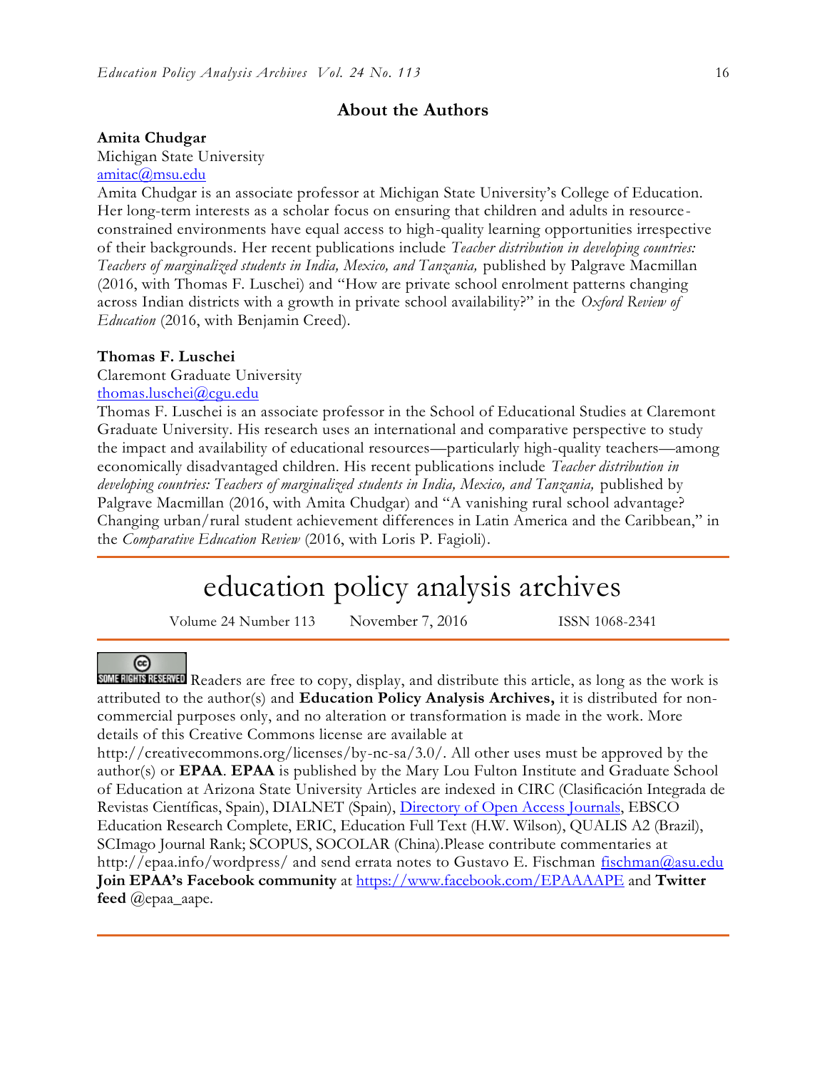## About the Authors

**Amita Chudgar**
Michigan State University
amitac@msu.edu
Amita Chudgar is an associate professor at Michigan State University's College of Education. Her long-term interests as a scholar focus on ensuring that children and adults in resource-constrained environments have equal access to high-quality learning opportunities irrespective of their backgrounds. Her recent publications include *Teacher distribution in developing countries: Teachers of marginalized students in India, Mexico, and Tanzania,* published by Palgrave Macmillan (2016, with Thomas F. Luschei) and "How are private school enrolment patterns changing across Indian districts with a growth in private school availability?" in the *Oxford Review of Education* (2016, with Benjamin Creed).

**Thomas F. Luschei**
Claremont Graduate University
thomas.luschei@cgu.edu
Thomas F. Luschei is an associate professor in the School of Educational Studies at Claremont Graduate University. His research uses an international and comparative perspective to study the impact and availability of educational resources—particularly high-quality teachers—among economically disadvantaged children. His recent publications include *Teacher distribution in developing countries: Teachers of marginalized students in India, Mexico, and Tanzania,* published by Palgrave Macmillan (2016, with Amita Chudgar) and "A vanishing rural school advantage? Changing urban/rural student achievement differences in Latin America and the Caribbean," in the *Comparative Education Review* (2016, with Loris P. Fagioli).

---

# education policy analysis archives

Volume 24 Number 113 November 7, 2016 ISSN 1068-2341

---

SOME RIGHTS RESERVED Readers are free to copy, display, and distribute this article, as long as the work is attributed to the author(s) and **Education Policy Analysis Archives,** it is distributed for non-commercial purposes only, and no alteration or transformation is made in the work. More details of this Creative Commons license are available at http://creativecommons.org/licenses/by-nc-sa/3.0/. All other uses must be approved by the author(s) or **EPAA**. **EPAA** is published by the Mary Lou Fulton Institute and Graduate School of Education at Arizona State University Articles are indexed in CIRC (Clasificación Integrada de Revistas Científicas, Spain), DIALNET (Spain), Directory of Open Access Journals, EBSCO Education Research Complete, ERIC, Education Full Text (H.W. Wilson), QUALIS A2 (Brazil), SCImago Journal Rank; SCOPUS, SOCOLAR (China).Please contribute commentaries at http://epaa.info/wordpress/ and send errata notes to Gustavo E. Fischman fischman@asu.edu
**Join EPAA's Facebook community** at https://www.facebook.com/EPAAAAPE and **Twitter feed** @epaa_aape.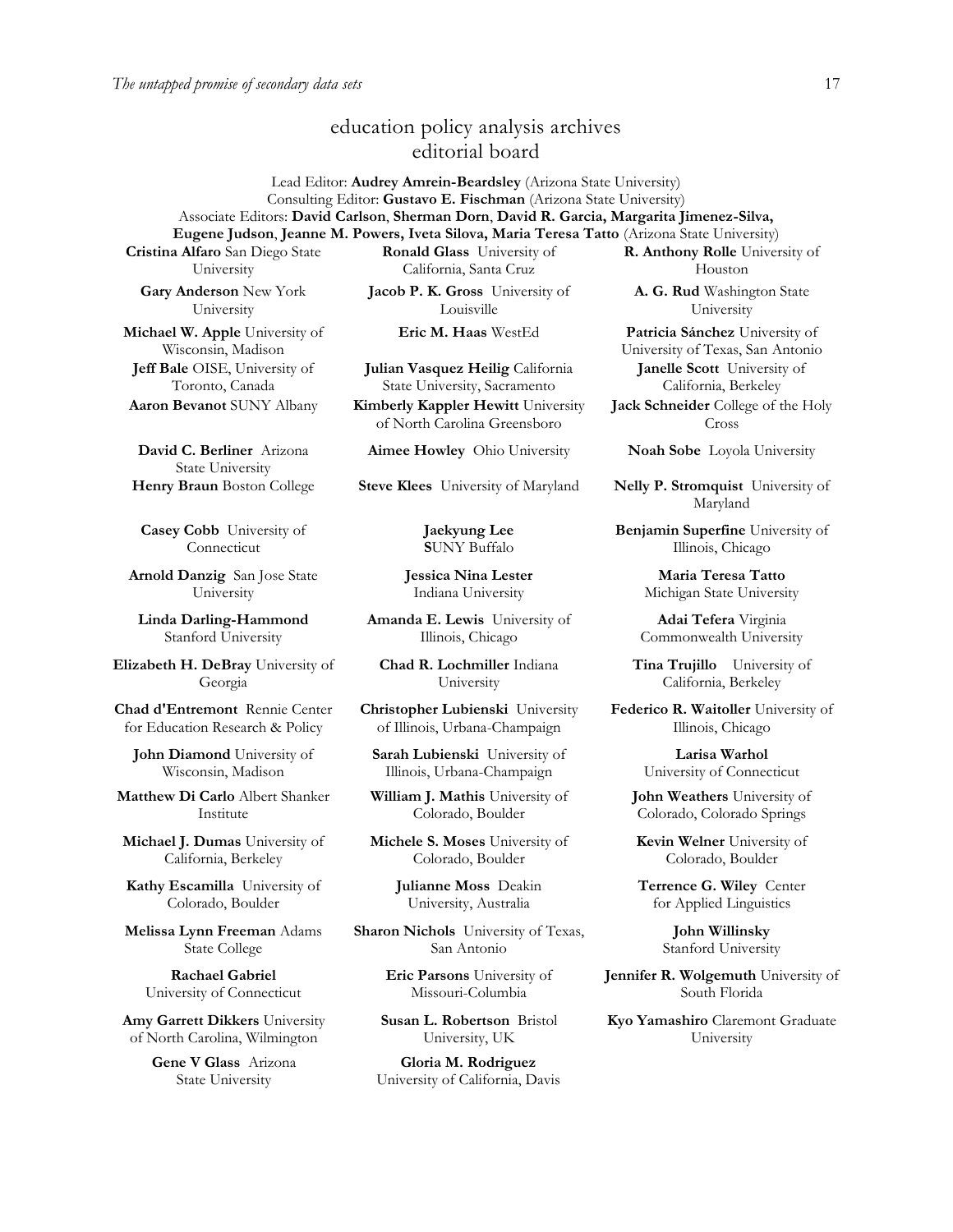# education policy analysis archives
## editorial board

Lead Editor: **Audrey Amrein-Beardsley** (Arizona State University)
Consulting Editor: **Gustavo E. Fischman** (Arizona State University)
Associate Editors: **David Carlson**, **Sherman Dorn**, **David R. Garcia, Margarita Jimenez-Silva, Eugene Judson**, **Jeanne M. Powers, Iveta Silova, Maria Teresa Tatto** (Arizona State University)

**Cristina Alfaro** San Diego State University

**Gary Anderson** New York University

**Michael W. Apple** University of Wisconsin, Madison

**Jeff Bale** OISE, University of Toronto, Canada

**Aaron Bevanot** SUNY Albany

**David C. Berliner** Arizona State University

**Henry Braun** Boston College

**Casey Cobb** University of Connecticut

**Arnold Danzig** San Jose State University

**Linda Darling-Hammond** Stanford University

**Elizabeth H. DeBray** University of Georgia

**Chad d'Entremont** Rennie Center for Education Research & Policy

**John Diamond** University of Wisconsin, Madison

**Matthew Di Carlo** Albert Shanker Institute

**Michael J. Dumas** University of California, Berkeley

**Kathy Escamilla** University of Colorado, Boulder

**Melissa Lynn Freeman** Adams State College

**Rachael Gabriel** University of Connecticut

**Amy Garrett Dikkers** University of North Carolina, Wilmington

**Gene V Glass** Arizona State University

**Ronald Glass** University of California, Santa Cruz

**Jacob P. K. Gross** University of Louisville

**Eric M. Haas** WestEd

**Julian Vasquez Heilig** California State University, Sacramento

**Kimberly Kappler Hewitt** University of North Carolina Greensboro

**Aimee Howley** Ohio University

**Steve Klees** University of Maryland

**Jaekyung Lee** SUNY Buffalo

**Jessica Nina Lester** Indiana University

**Amanda E. Lewis** University of Illinois, Chicago

**Chad R. Lochmiller** Indiana University

**Christopher Lubienski** University of Illinois, Urbana-Champaign

**Sarah Lubienski** University of Illinois, Urbana-Champaign

**William J. Mathis** University of Colorado, Boulder

**Michele S. Moses** University of Colorado, Boulder

**Julianne Moss** Deakin University, Australia

**Sharon Nichols** University of Texas, San Antonio

**Eric Parsons** University of Missouri-Columbia

**Susan L. Robertson** Bristol University, UK

**Gloria M. Rodriguez** University of California, Davis

**R. Anthony Rolle** University of Houston

**A. G. Rud** Washington State University

**Patricia Sánchez** University of University of Texas, San Antonio

**Janelle Scott** University of California, Berkeley

**Jack Schneider** College of the Holy Cross

**Noah Sobe** Loyola University

**Nelly P. Stromquist** University of Maryland

**Benjamin Superfine** University of Illinois, Chicago

**Maria Teresa Tatto** Michigan State University

**Adai Tefera** Virginia Commonwealth University

**Tina Trujillo** University of California, Berkeley

**Federico R. Waitoller** University of Illinois, Chicago

**Larisa Warhol** University of Connecticut

**John Weathers** University of Colorado, Colorado Springs

**Kevin Welner** University of Colorado, Boulder

**Terrence G. Wiley** Center for Applied Linguistics

**John Willinsky** Stanford University

**Jennifer R. Wolgemuth** University of South Florida

**Kyo Yamashiro** Claremont Graduate University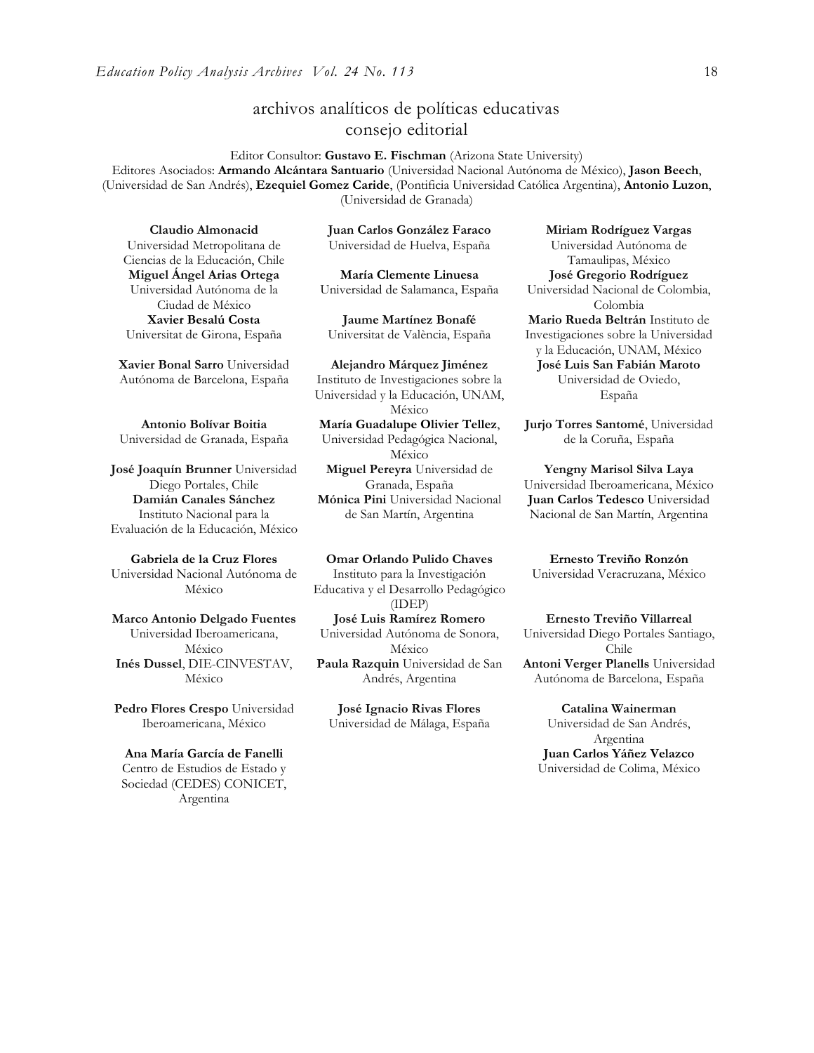# archivos analíticos de políticas educativas
## consejo editorial

Editor Consultor: **Gustavo E. Fischman** (Arizona State University)
Editores Asociados: **Armando Alcántara Santuario** (Universidad Nacional Autónoma de México), **Jason Beech**, (Universidad de San Andrés), **Ezequiel Gomez Caride**, (Pontificia Universidad Católica Argentina), **Antonio Luzon**, (Universidad de Granada)

**Claudio Almonacid**
Universidad Metropolitana de Ciencias de la Educación, Chile

**Miguel Ángel Arias Ortega**
Universidad Autónoma de la Ciudad de México

**Xavier Besalú Costa**
Universitat de Girona, España

**Xavier Bonal Sarro** Universidad Autónoma de Barcelona, España

**Antonio Bolívar Boitia**
Universidad de Granada, España

**José Joaquín Brunner** Universidad Diego Portales, Chile

**Damián Canales Sánchez**
Instituto Nacional para la Evaluación de la Educación, México

**Gabriela de la Cruz Flores**
Universidad Nacional Autónoma de México

**Marco Antonio Delgado Fuentes**
Universidad Iberoamericana, México

**Inés Dussel**, DIE-CINVESTAV, México

**Pedro Flores Crespo** Universidad Iberoamericana, México

**Ana María García de Fanelli**
Centro de Estudios de Estado y Sociedad (CEDES) CONICET, Argentina

**Juan Carlos González Faraco**
Universidad de Huelva, España

**María Clemente Linuesa**
Universidad de Salamanca, España

**Jaume Martínez Bonafé**
Universitat de València, España

**Alejandro Márquez Jiménez**
Instituto de Investigaciones sobre la Universidad y la Educación, UNAM, México

**María Guadalupe Olivier Tellez**, Universidad Pedagógica Nacional, México

**Miguel Pereyra** Universidad de Granada, España

**Mónica Pini** Universidad Nacional de San Martín, Argentina

**Omar Orlando Pulido Chaves**
Instituto para la Investigación Educativa y el Desarrollo Pedagógico (IDEP)

**José Luis Ramírez Romero**
Universidad Autónoma de Sonora, México

**Paula Razquin** Universidad de San Andrés, Argentina

**José Ignacio Rivas Flores**
Universidad de Málaga, España

**Miriam Rodríguez Vargas**
Universidad Autónoma de Tamaulipas, México

**José Gregorio Rodríguez**
Universidad Nacional de Colombia, Colombia

**Mario Rueda Beltrán** Instituto de Investigaciones sobre la Universidad y la Educación, UNAM, México

**José Luis San Fabián Maroto**
Universidad de Oviedo, España

**Jurjo Torres Santomé**, Universidad de la Coruña, España

**Yengny Marisol Silva Laya**
Universidad Iberoamericana, México

**Juan Carlos Tedesco** Universidad Nacional de San Martín, Argentina

**Ernesto Treviño Ronzón**
Universidad Veracruzana, México

**Ernesto Treviño Villarreal**
Universidad Diego Portales Santiago, Chile

**Antoni Verger Planells** Universidad Autónoma de Barcelona, España

**Catalina Wainerman**
Universidad de San Andrés, Argentina

**Juan Carlos Yáñez Velazco**
Universidad de Colima, México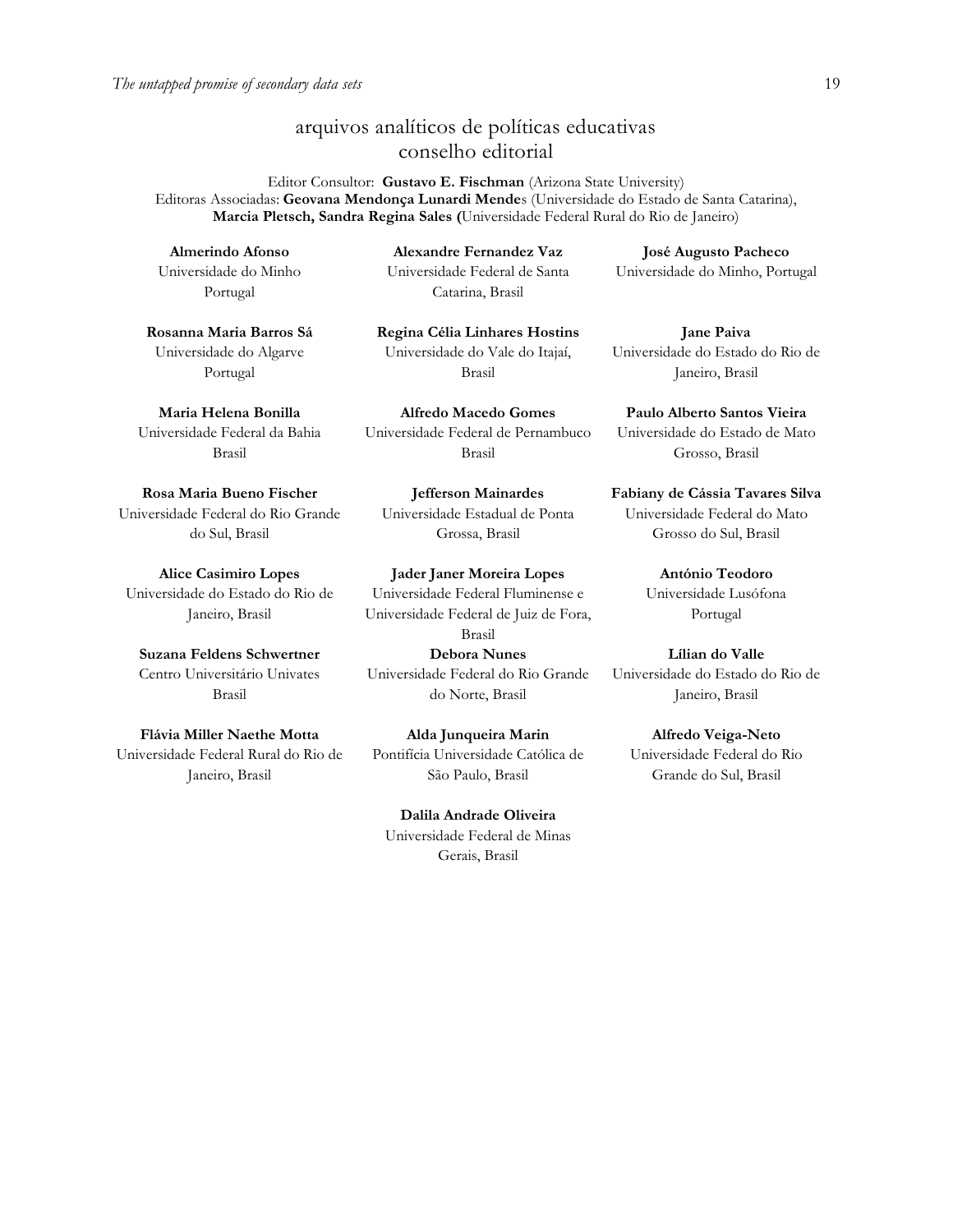## arquivos analíticos de políticas educativas
## conselho editorial

Editor Consultor: **Gustavo E. Fischman** (Arizona State University)
Editoras Associadas: **Geovana Mendonça Lunardi Mende**s (Universidade do Estado de Santa Catarina), **Marcia Pletsch, Sandra Regina Sales (**Universidade Federal Rural do Rio de Janeiro)

**Almerindo Afonso**
Universidade do Minho
Portugal

**Alexandre Fernandez Vaz**
Universidade Federal de Santa Catarina, Brasil

**José Augusto Pacheco**
Universidade do Minho, Portugal

**Rosanna Maria Barros Sá**
Universidade do Algarve
Portugal

**Regina Célia Linhares Hostins**
Universidade do Vale do Itajaí, Brasil

**Jane Paiva**
Universidade do Estado do Rio de Janeiro, Brasil

**Maria Helena Bonilla**
Universidade Federal da Bahia
Brasil

**Alfredo Macedo Gomes**
Universidade Federal de Pernambuco
Brasil

**Paulo Alberto Santos Vieira**
Universidade do Estado de Mato Grosso, Brasil

**Rosa Maria Bueno Fischer**
Universidade Federal do Rio Grande do Sul, Brasil

**Jefferson Mainardes**
Universidade Estadual de Ponta Grossa, Brasil

**Fabiany de Cássia Tavares Silva**
Universidade Federal do Mato Grosso do Sul, Brasil

**Alice Casimiro Lopes**
Universidade do Estado do Rio de Janeiro, Brasil

**Jader Janer Moreira Lopes**
Universidade Federal Fluminense e Universidade Federal de Juiz de Fora, Brasil

**António Teodoro**
Universidade Lusófona
Portugal

**Suzana Feldens Schwertner**
Centro Universitário Univates
Brasil

**Debora Nunes**
Universidade Federal do Rio Grande do Norte, Brasil

**Lílian do Valle**
Universidade do Estado do Rio de Janeiro, Brasil

**Flávia Miller Naethe Motta**
Universidade Federal Rural do Rio de Janeiro, Brasil

**Alda Junqueira Marin**
Pontifícia Universidade Católica de São Paulo, Brasil

**Alfredo Veiga-Neto**
Universidade Federal do Rio Grande do Sul, Brasil

**Dalila Andrade Oliveira**
Universidade Federal de Minas Gerais, Brasil